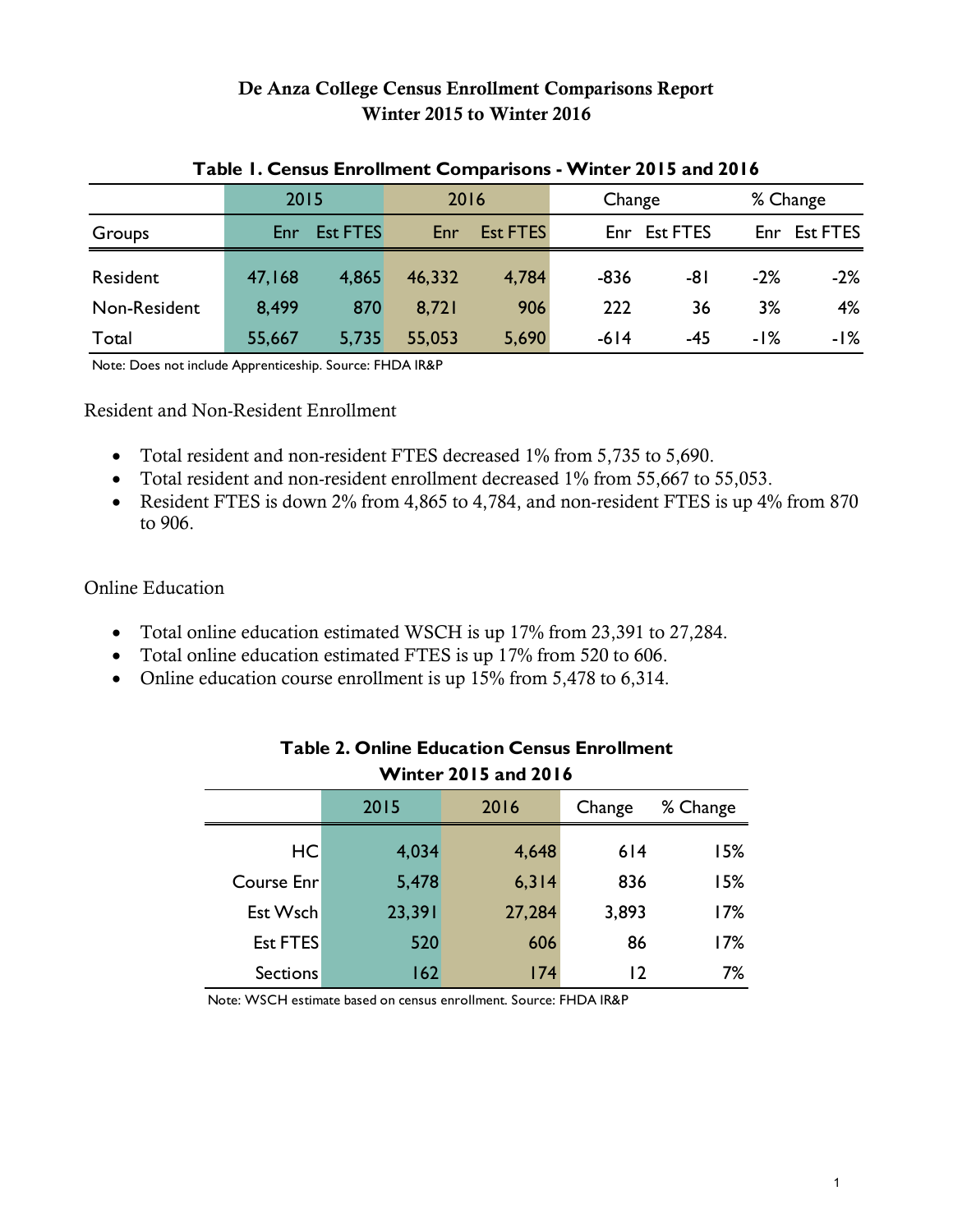# De Anza College Census Enrollment Comparisons Report
## Winter 2015 to Winter 2016

**Table 1. Census Enrollment Comparisons - Winter 2015 and 2016**

| | 2015 | | 2016 | | Change | | % Change | |
|---|---|---|---|---|---|---|---|---|
| Groups | Enr | Est FTES | Enr | Est FTES | Enr | Est FTES | Enr | Est FTES |
| Resident | 47,168 | 4,865 | 46,332 | 4,784 | -836 | -81 | -2% | -2% |
| Non-Resident | 8,499 | 870 | 8,721 | 906 | 222 | 36 | 3% | 4% |
| Total | 55,667 | 5,735 | 55,053 | 5,690 | -614 | -45 | -1% | -1% |

Note: Does not include Apprenticeship. Source: FHDA IR&P

Resident and Non-Resident Enrollment

- Total resident and non-resident FTES decreased 1% from 5,735 to 5,690.
- Total resident and non-resident enrollment decreased 1% from 55,667 to 55,053.
- Resident FTES is down 2% from 4,865 to 4,784, and non-resident FTES is up 4% from 870 to 906.

Online Education

- Total online education estimated WSCH is up 17% from 23,391 to 27,284.
- Total online education estimated FTES is up 17% from 520 to 606.
- Online education course enrollment is up 15% from 5,478 to 6,314.

**Table 2. Online Education Census Enrollment Winter 2015 and 2016**

| | 2015 | 2016 | Change | % Change |
|---|---|---|---|---|
| HC | 4,034 | 4,648 | 614 | 15% |
| Course Enr | 5,478 | 6,314 | 836 | 15% |
| Est Wsch | 23,391 | 27,284 | 3,893 | 17% |
| Est FTES | 520 | 606 | 86 | 17% |
| Sections | 162 | 174 | 12 | 7% |

Note: WSCH estimate based on census enrollment. Source: FHDA IR&P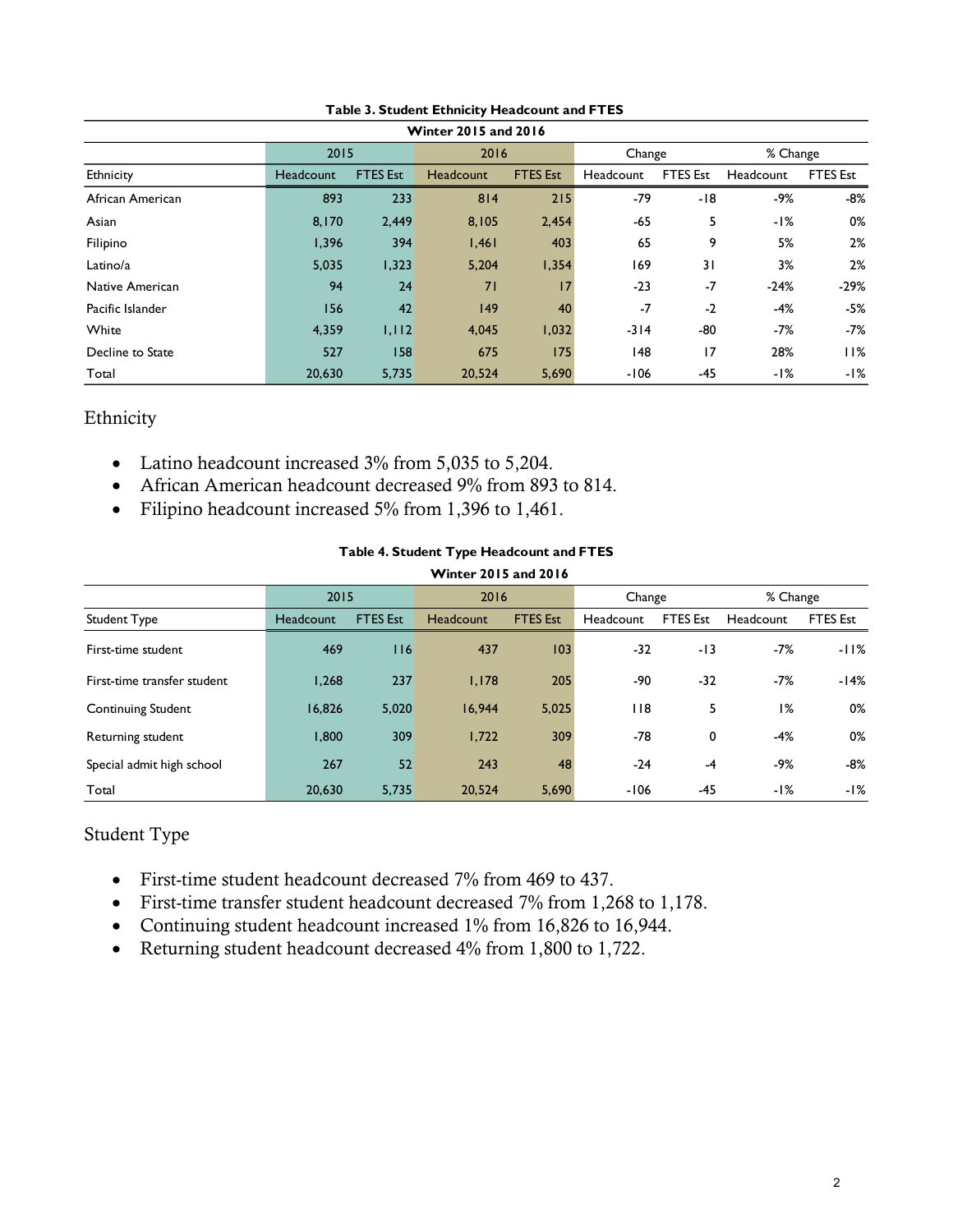**Table 3. Student Ethnicity Headcount and FTES**

**Winter 2015 and 2016**

| | 2015 | | 2016 | | Change | | % Change | |
|---|---|---|---|---|---|---|---|---|
| Ethnicity | Headcount | FTES Est | Headcount | FTES Est | Headcount | FTES Est | Headcount | FTES Est |
| African American | 893 | 233 | 814 | 215 | -79 | -18 | -9% | -8% |
| Asian | 8,170 | 2,449 | 8,105 | 2,454 | -65 | 5 | -1% | 0% |
| Filipino | 1,396 | 394 | 1,461 | 403 | 65 | 9 | 5% | 2% |
| Latino/a | 5,035 | 1,323 | 5,204 | 1,354 | 169 | 31 | 3% | 2% |
| Native American | 94 | 24 | 71 | 17 | -23 | -7 | -24% | -29% |
| Pacific Islander | 156 | 42 | 149 | 40 | -7 | -2 | -4% | -5% |
| White | 4,359 | 1,112 | 4,045 | 1,032 | -314 | -80 | -7% | -7% |
| Decline to State | 527 | 158 | 675 | 175 | 148 | 17 | 28% | 11% |
| Total | 20,630 | 5,735 | 20,524 | 5,690 | -106 | -45 | -1% | -1% |

## Ethnicity

- Latino headcount increased 3% from 5,035 to 5,204.
- African American headcount decreased 9% from 893 to 814.
- Filipino headcount increased 5% from 1,396 to 1,461.

**Table 4. Student Type Headcount and FTES**

**Winter 2015 and 2016**

| | 2015 | | 2016 | | Change | | % Change | |
|---|---|---|---|---|---|---|---|---|
| Student Type | Headcount | FTES Est | Headcount | FTES Est | Headcount | FTES Est | Headcount | FTES Est |
| First-time student | 469 | 116 | 437 | 103 | -32 | -13 | -7% | -11% |
| First-time transfer student | 1,268 | 237 | 1,178 | 205 | -90 | -32 | -7% | -14% |
| Continuing Student | 16,826 | 5,020 | 16,944 | 5,025 | 118 | 5 | 1% | 0% |
| Returning student | 1,800 | 309 | 1,722 | 309 | -78 | 0 | -4% | 0% |
| Special admit high school | 267 | 52 | 243 | 48 | -24 | -4 | -9% | -8% |
| Total | 20,630 | 5,735 | 20,524 | 5,690 | -106 | -45 | -1% | -1% |

## Student Type

- First-time student headcount decreased 7% from 469 to 437.
- First-time transfer student headcount decreased 7% from 1,268 to 1,178.
- Continuing student headcount increased 1% from 16,826 to 16,944.
- Returning student headcount decreased 4% from 1,800 to 1,722.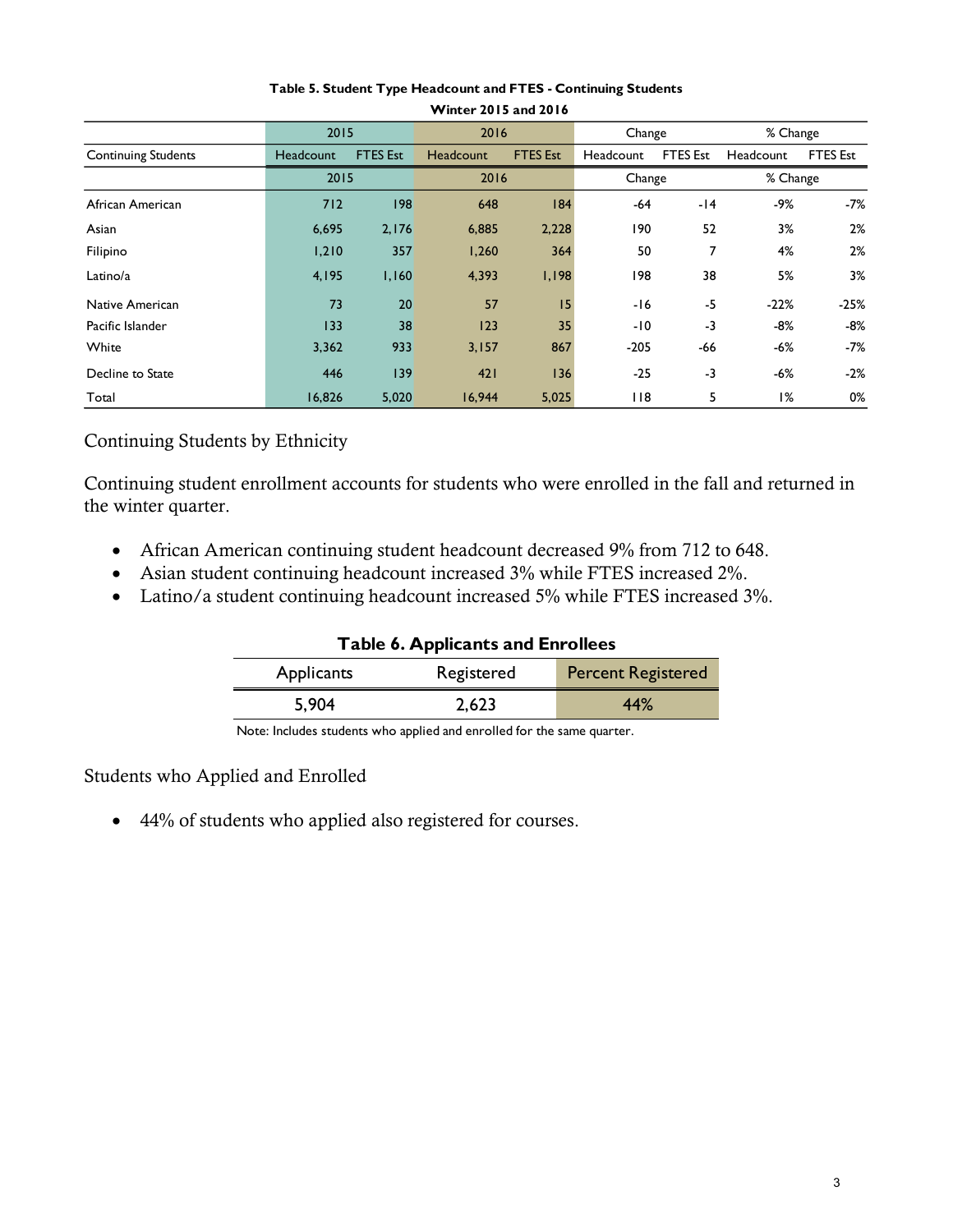**Table 5. Student Type Headcount and FTES - Continuing Students**
**Winter 2015 and 2016**

| | 2015 | | 2016 | | Change | | % Change | |
|---|---|---|---|---|---|---|---|---|
| Continuing Students | Headcount | FTES Est | Headcount | FTES Est | Headcount | FTES Est | Headcount | FTES Est |
| | 2015 | | 2016 | | Change | | % Change | |
| African American | 712 | 198 | 648 | 184 | -64 | -14 | -9% | -7% |
| Asian | 6,695 | 2,176 | 6,885 | 2,228 | 190 | 52 | 3% | 2% |
| Filipino | 1,210 | 357 | 1,260 | 364 | 50 | 7 | 4% | 2% |
| Latino/a | 4,195 | 1,160 | 4,393 | 1,198 | 198 | 38 | 5% | 3% |
| Native American | 73 | 20 | 57 | 15 | -16 | -5 | -22% | -25% |
| Pacific Islander | 133 | 38 | 123 | 35 | -10 | -3 | -8% | -8% |
| White | 3,362 | 933 | 3,157 | 867 | -205 | -66 | -6% | -7% |
| Decline to State | 446 | 139 | 421 | 136 | -25 | -3 | -6% | -2% |
| Total | 16,826 | 5,020 | 16,944 | 5,025 | 118 | 5 | 1% | 0% |

## Continuing Students by Ethnicity

Continuing student enrollment accounts for students who were enrolled in the fall and returned in the winter quarter.

- African American continuing student headcount decreased 9% from 712 to 648.
- Asian student continuing headcount increased 3% while FTES increased 2%.
- Latino/a student continuing headcount increased 5% while FTES increased 3%.

**Table 6. Applicants and Enrollees**

| Applicants | Registered | Percent Registered |
|---|---|---|
| 5,904 | 2,623 | 44% |

Note: Includes students who applied and enrolled for the same quarter.

## Students who Applied and Enrolled

- 44% of students who applied also registered for courses.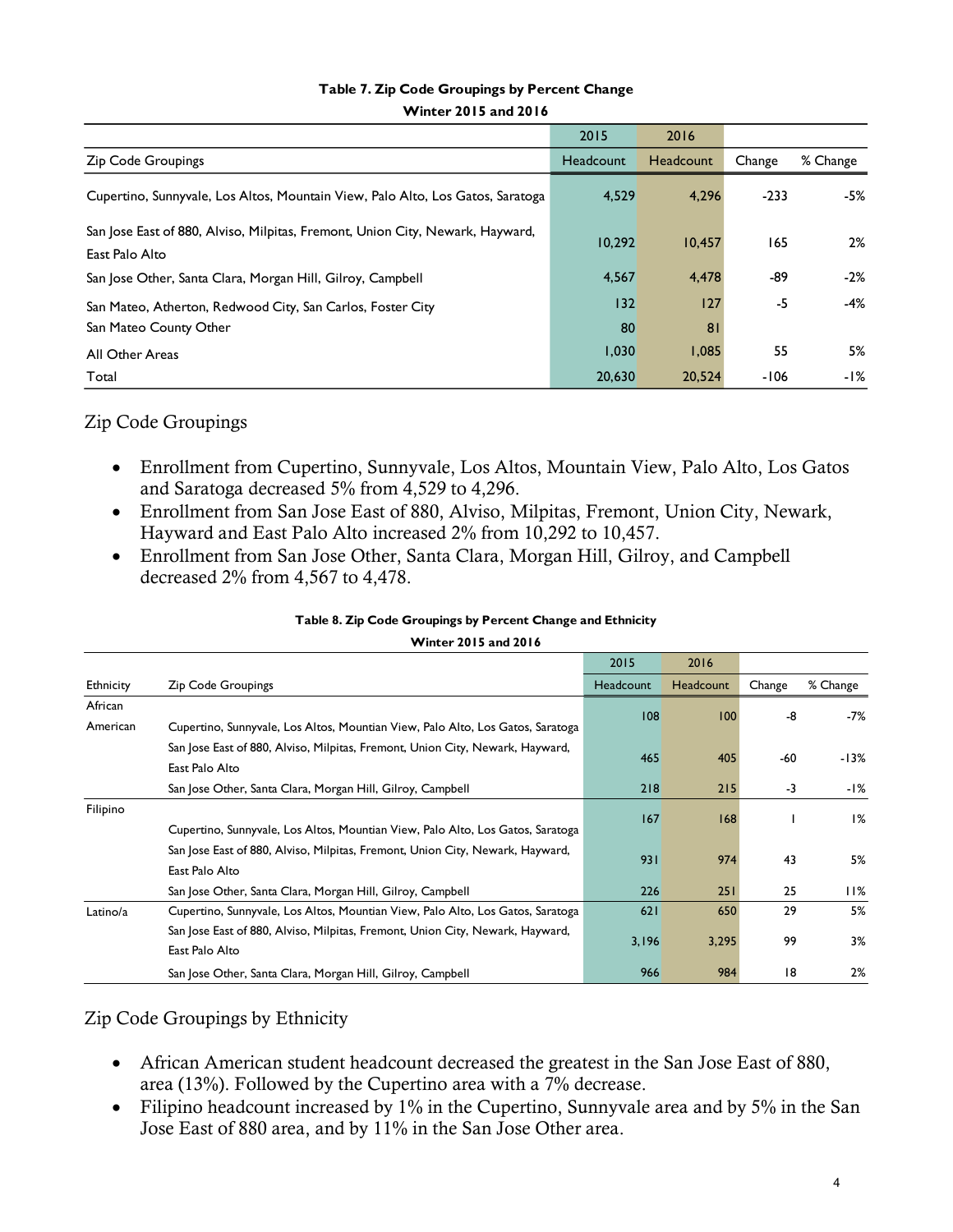**Table 7. Zip Code Groupings by Percent Change**

**Winter 2015 and 2016**

| | 2015 | 2016 | | |
|---|---|---|---|---|
| Zip Code Groupings | Headcount | Headcount | Change | % Change |
| Cupertino, Sunnyvale, Los Altos, Mountain View, Palo Alto, Los Gatos, Saratoga | 4,529 | 4,296 | -233 | -5% |
| San Jose East of 880, Alviso, Milpitas, Fremont, Union City, Newark, Hayward, East Palo Alto | 10,292 | 10,457 | 165 | 2% |
| San Jose Other, Santa Clara, Morgan Hill, Gilroy, Campbell | 4,567 | 4,478 | -89 | -2% |
| San Mateo, Atherton, Redwood City, San Carlos, Foster City | 132 | 127 | -5 | -4% |
| San Mateo County Other | 80 | 81 | | |
| All Other Areas | 1,030 | 1,085 | 55 | 5% |
| Total | 20,630 | 20,524 | -106 | -1% |

## Zip Code Groupings

- Enrollment from Cupertino, Sunnyvale, Los Altos, Mountain View, Palo Alto, Los Gatos and Saratoga decreased 5% from 4,529 to 4,296.
- Enrollment from San Jose East of 880, Alviso, Milpitas, Fremont, Union City, Newark, Hayward and East Palo Alto increased 2% from 10,292 to 10,457.
- Enrollment from San Jose Other, Santa Clara, Morgan Hill, Gilroy, and Campbell decreased 2% from 4,567 to 4,478.

**Table 8. Zip Code Groupings by Percent Change and Ethnicity**

**Winter 2015 and 2016**

| | | 2015 | 2016 | | |
|---|---|---|---|---|---|
| Ethnicity | Zip Code Groupings | Headcount | Headcount | Change | % Change |
| African American | Cupertino, Sunnyvale, Los Altos, Mountian View, Palo Alto, Los Gatos, Saratoga | 108 | 100 | -8 | -7% |
| | San Jose East of 880, Alviso, Milpitas, Fremont, Union City, Newark, Hayward, East Palo Alto | 465 | 405 | -60 | -13% |
| | San Jose Other, Santa Clara, Morgan Hill, Gilroy, Campbell | 218 | 215 | -3 | -1% |
| Filipino | Cupertino, Sunnyvale, Los Altos, Mountian View, Palo Alto, Los Gatos, Saratoga | 167 | 168 | 1 | 1% |
| | San Jose East of 880, Alviso, Milpitas, Fremont, Union City, Newark, Hayward, East Palo Alto | 931 | 974 | 43 | 5% |
| | San Jose Other, Santa Clara, Morgan Hill, Gilroy, Campbell | 226 | 251 | 25 | 11% |
| Latino/a | Cupertino, Sunnyvale, Los Altos, Mountian View, Palo Alto, Los Gatos, Saratoga | 621 | 650 | 29 | 5% |
| | San Jose East of 880, Alviso, Milpitas, Fremont, Union City, Newark, Hayward, East Palo Alto | 3,196 | 3,295 | 99 | 3% |
| | San Jose Other, Santa Clara, Morgan Hill, Gilroy, Campbell | 966 | 984 | 18 | 2% |

## Zip Code Groupings by Ethnicity

- African American student headcount decreased the greatest in the San Jose East of 880, area (13%). Followed by the Cupertino area with a 7% decrease.
- Filipino headcount increased by 1% in the Cupertino, Sunnyvale area and by 5% in the San Jose East of 880 area, and by 11% in the San Jose Other area.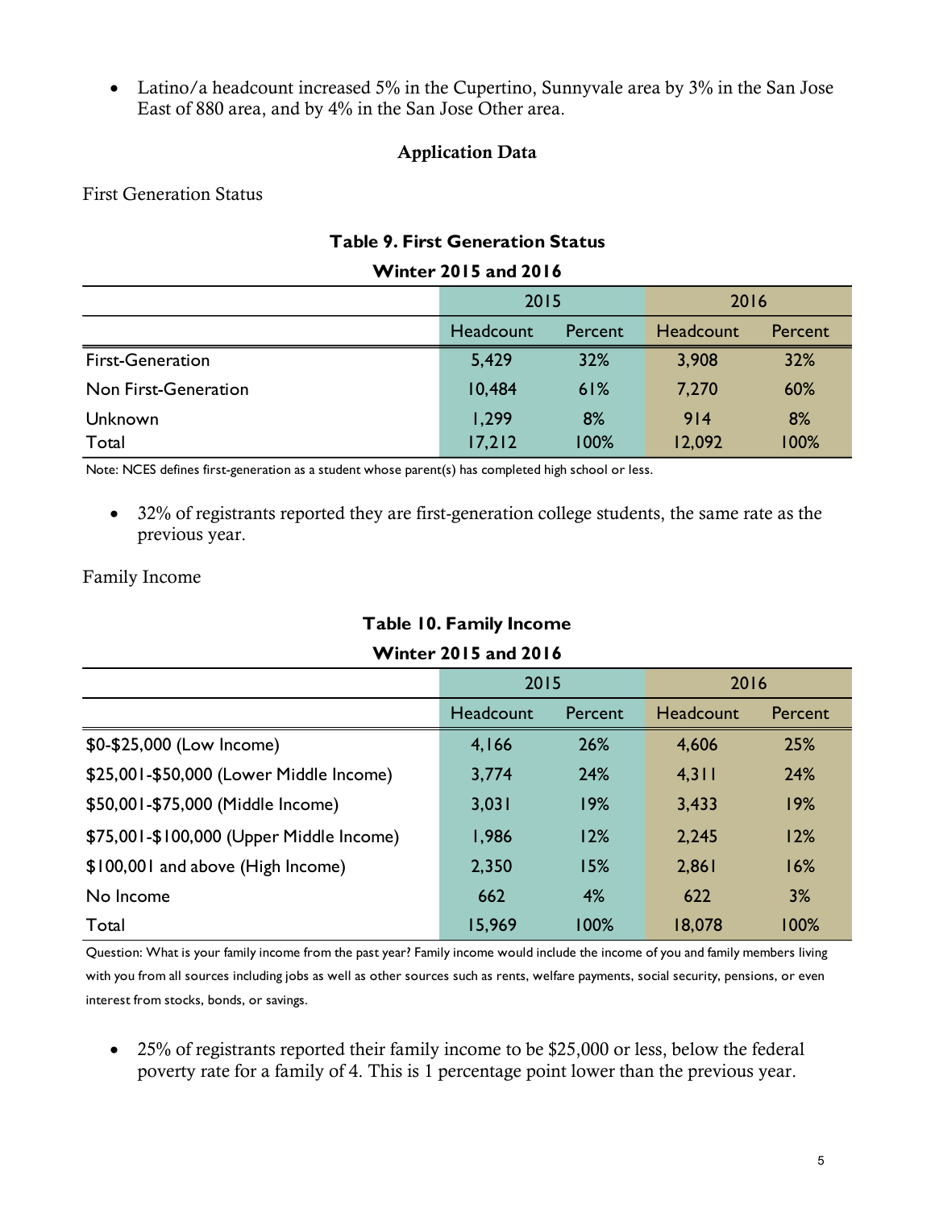- Latino/a headcount increased 5% in the Cupertino, Sunnyvale area by 3% in the San Jose East of 880 area, and by 4% in the San Jose Other area.

## Application Data

First Generation Status

**Table 9. First Generation Status**
**Winter 2015 and 2016**

| | 2015 | | 2016 | |
|---|---|---|---|---|
| | Headcount | Percent | Headcount | Percent |
| First-Generation | 5,429 | 32% | 3,908 | 32% |
| Non First-Generation | 10,484 | 61% | 7,270 | 60% |
| Unknown | 1,299 | 8% | 914 | 8% |
| Total | 17,212 | 100% | 12,092 | 100% |

Note: NCES defines first-generation as a student whose parent(s) has completed high school or less.

- 32% of registrants reported they are first-generation college students, the same rate as the previous year.

Family Income

**Table 10. Family Income**
**Winter 2015 and 2016**

| | 2015 | | 2016 | |
|---|---|---|---|---|
| | Headcount | Percent | Headcount | Percent |
| $0-$25,000 (Low Income) | 4,166 | 26% | 4,606 | 25% |
| $25,001-$50,000 (Lower Middle Income) | 3,774 | 24% | 4,311 | 24% |
| $50,001-$75,000 (Middle Income) | 3,031 | 19% | 3,433 | 19% |
| $75,001-$100,000 (Upper Middle Income) | 1,986 | 12% | 2,245 | 12% |
| $100,001 and above (High Income) | 2,350 | 15% | 2,861 | 16% |
| No Income | 662 | 4% | 622 | 3% |
| Total | 15,969 | 100% | 18,078 | 100% |

Question: What is your family income from the past year? Family income would include the income of you and family members living with you from all sources including jobs as well as other sources such as rents, welfare payments, social security, pensions, or even interest from stocks, bonds, or savings.

- 25% of registrants reported their family income to be $25,000 or less, below the federal poverty rate for a family of 4. This is 1 percentage point lower than the previous year.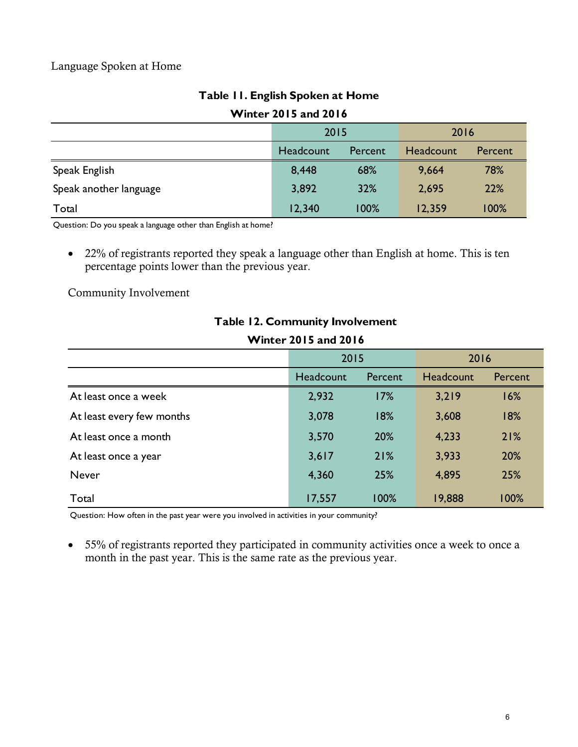Language Spoken at Home

**Table 11. English Spoken at Home**
**Winter 2015 and 2016**

| | 2015 | | 2016 | |
|---|---|---|---|---|
| | Headcount | Percent | Headcount | Percent |
| Speak English | 8,448 | 68% | 9,664 | 78% |
| Speak another language | 3,892 | 32% | 2,695 | 22% |
| Total | 12,340 | 100% | 12,359 | 100% |

Question: Do you speak a language other than English at home?

- 22% of registrants reported they speak a language other than English at home. This is ten percentage points lower than the previous year.

Community Involvement

**Table 12. Community Involvement**
**Winter 2015 and 2016**

| | 2015 | | 2016 | |
|---|---|---|---|---|
| | Headcount | Percent | Headcount | Percent |
| At least once a week | 2,932 | 17% | 3,219 | 16% |
| At least every few months | 3,078 | 18% | 3,608 | 18% |
| At least once a month | 3,570 | 20% | 4,233 | 21% |
| At least once a year | 3,617 | 21% | 3,933 | 20% |
| Never | 4,360 | 25% | 4,895 | 25% |
| Total | 17,557 | 100% | 19,888 | 100% |

Question: How often in the past year were you involved in activities in your community?

- 55% of registrants reported they participated in community activities once a week to once a month in the past year. This is the same rate as the previous year.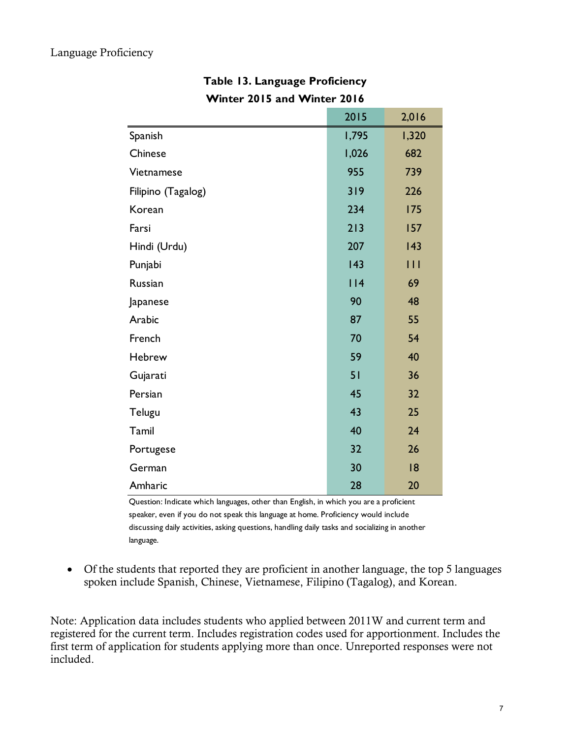Language Proficiency

**Table 13. Language Proficiency**
**Winter 2015 and Winter 2016**

| | 2015 | 2,016 |
|---|---|---|
| Spanish | 1,795 | 1,320 |
| Chinese | 1,026 | 682 |
| Vietnamese | 955 | 739 |
| Filipino (Tagalog) | 319 | 226 |
| Korean | 234 | 175 |
| Farsi | 213 | 157 |
| Hindi (Urdu) | 207 | 143 |
| Punjabi | 143 | 111 |
| Russian | 114 | 69 |
| Japanese | 90 | 48 |
| Arabic | 87 | 55 |
| French | 70 | 54 |
| Hebrew | 59 | 40 |
| Gujarati | 51 | 36 |
| Persian | 45 | 32 |
| Telugu | 43 | 25 |
| Tamil | 40 | 24 |
| Portugese | 32 | 26 |
| German | 30 | 18 |
| Amharic | 28 | 20 |

Question: Indicate which languages, other than English, in which you are a proficient speaker, even if you do not speak this language at home. Proficiency would include discussing daily activities, asking questions, handling daily tasks and socializing in another language.

- Of the students that reported they are proficient in another language, the top 5 languages spoken include Spanish, Chinese, Vietnamese, Filipino (Tagalog), and Korean.

Note: Application data includes students who applied between 2011W and current term and registered for the current term. Includes registration codes used for apportionment. Includes the first term of application for students applying more than once. Unreported responses were not included.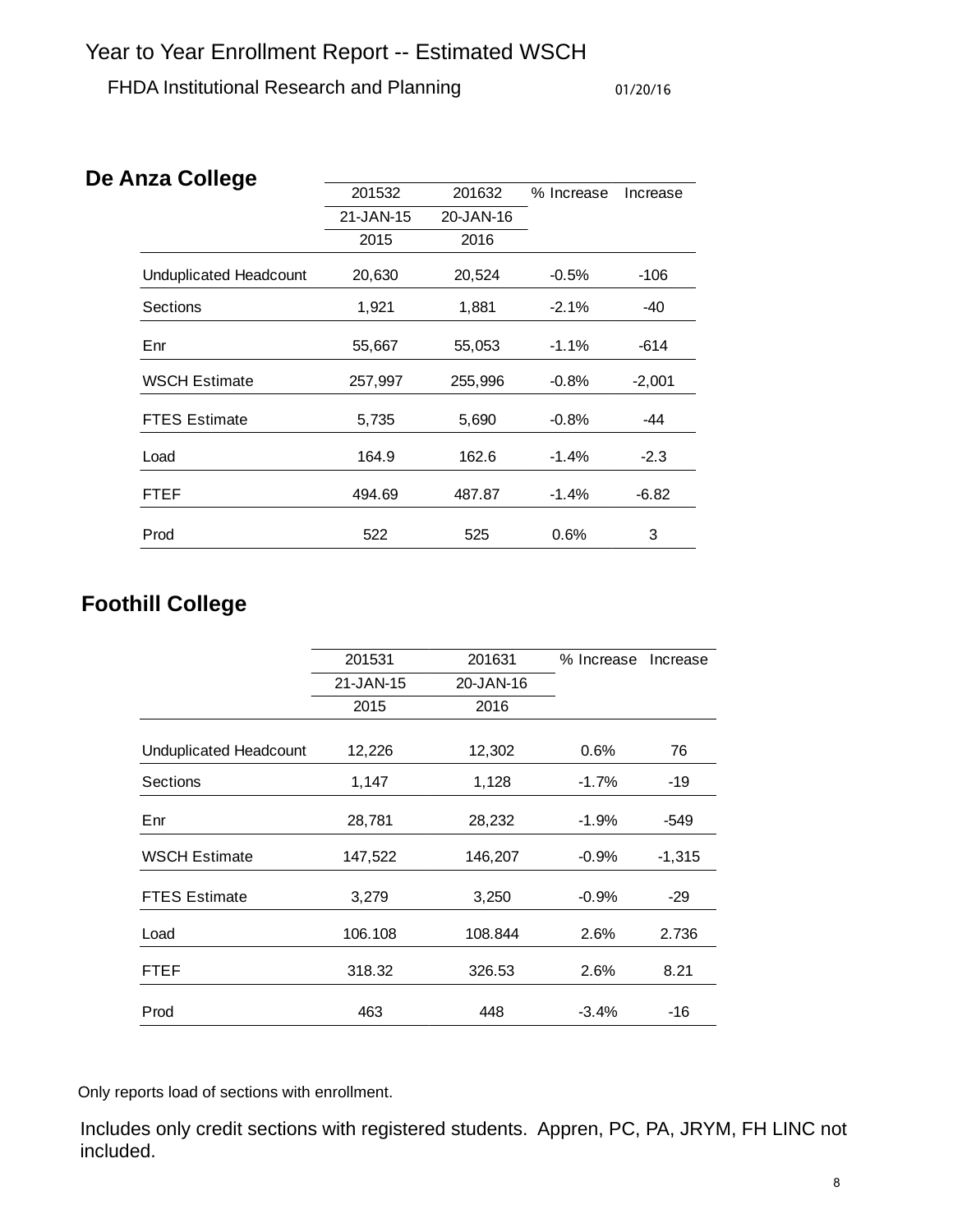# Year to Year Enrollment Report -- Estimated WSCH

FHDA Institutional Research and Planning 01/20/16

## De Anza College

| | 201532 | 201632 | % Increase | Increase |
|---|---|---|---|---|
| | 21-JAN-15 | 20-JAN-16 | | |
| | 2015 | 2016 | | |
| Unduplicated Headcount | 20,630 | 20,524 | -0.5% | -106 |
| Sections | 1,921 | 1,881 | -2.1% | -40 |
| Enr | 55,667 | 55,053 | -1.1% | -614 |
| WSCH Estimate | 257,997 | 255,996 | -0.8% | -2,001 |
| FTES Estimate | 5,735 | 5,690 | -0.8% | -44 |
| Load | 164.9 | 162.6 | -1.4% | -2.3 |
| FTEF | 494.69 | 487.87 | -1.4% | -6.82 |
| Prod | 522 | 525 | 0.6% | 3 |

## Foothill College

| | 201531 | 201631 | % Increase | Increase |
|---|---|---|---|---|
| | 21-JAN-15 | 20-JAN-16 | | |
| | 2015 | 2016 | | |
| Unduplicated Headcount | 12,226 | 12,302 | 0.6% | 76 |
| Sections | 1,147 | 1,128 | -1.7% | -19 |
| Enr | 28,781 | 28,232 | -1.9% | -549 |
| WSCH Estimate | 147,522 | 146,207 | -0.9% | -1,315 |
| FTES Estimate | 3,279 | 3,250 | -0.9% | -29 |
| Load | 106.108 | 108.844 | 2.6% | 2.736 |
| FTEF | 318.32 | 326.53 | 2.6% | 8.21 |
| Prod | 463 | 448 | -3.4% | -16 |

Only reports load of sections with enrollment.

Includes only credit sections with registered students. Appren, PC, PA, JRYM, FH LINC not included.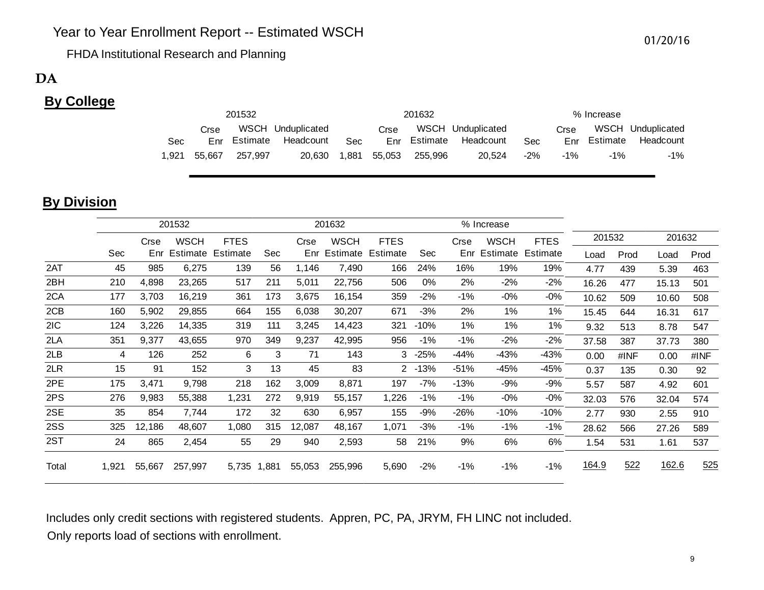# Year to Year Enrollment Report -- Estimated WSCH

FHDA Institutional Research and Planning

01/20/16

**DA**

## By College

| 201532 | | | | 201632 | | | | % Increase | | | |
|---|---|---|---|---|---|---|---|---|---|---|---|
| Sec | Crse Enr | WSCH Estimate | Unduplicated Headcount | Sec | Crse Enr | WSCH Estimate | Unduplicated Headcount | Sec | Crse Enr | WSCH Estimate | Unduplicated Headcount |
| 1,921 | 55,667 | 257,997 | 20,630 | 1,881 | 55,053 | 255,996 | 20,524 | -2% | -1% | -1% | -1% |

## By Division

| | 201532 | | | | 201632 | | | | % Increase | | | | 201532 | | 201632 | |
|---|---|---|---|---|---|---|---|---|---|---|---|---|---|---|---|---|
| | Sec | Crse Enr | WSCH Estimate | FTES Estimate | Sec | Crse Enr | WSCH Estimate | FTES Estimate | Sec | Crse Enr | WSCH Estimate | FTES Estimate | Load | Prod | Load | Prod |
| 2AT | 45 | 985 | 6,275 | 139 | 56 | 1,146 | 7,490 | 166 | 24% | 16% | 19% | 19% | 4.77 | 439 | 5.39 | 463 |
| 2BH | 210 | 4,898 | 23,265 | 517 | 211 | 5,011 | 22,756 | 506 | 0% | 2% | -2% | -2% | 16.26 | 477 | 15.13 | 501 |
| 2CA | 177 | 3,703 | 16,219 | 361 | 173 | 3,675 | 16,154 | 359 | -2% | -1% | -0% | -0% | 10.62 | 509 | 10.60 | 508 |
| 2CB | 160 | 5,902 | 29,855 | 664 | 155 | 6,038 | 30,207 | 671 | -3% | 2% | 1% | 1% | 15.45 | 644 | 16.31 | 617 |
| 2IC | 124 | 3,226 | 14,335 | 319 | 111 | 3,245 | 14,423 | 321 | -10% | 1% | 1% | 1% | 9.32 | 513 | 8.78 | 547 |
| 2LA | 351 | 9,377 | 43,655 | 970 | 349 | 9,237 | 42,995 | 956 | -1% | -1% | -2% | -2% | 37.58 | 387 | 37.73 | 380 |
| 2LB | 4 | 126 | 252 | 6 | 3 | 71 | 143 | 3 | -25% | -44% | -43% | -43% | 0.00 | #INF | 0.00 | #INF |
| 2LR | 15 | 91 | 152 | 3 | 13 | 45 | 83 | 2 | -13% | -51% | -45% | -45% | 0.37 | 135 | 0.30 | 92 |
| 2PE | 175 | 3,471 | 9,798 | 218 | 162 | 3,009 | 8,871 | 197 | -7% | -13% | -9% | -9% | 5.57 | 587 | 4.92 | 601 |
| 2PS | 276 | 9,983 | 55,388 | 1,231 | 272 | 9,919 | 55,157 | 1,226 | -1% | -1% | -0% | -0% | 32.03 | 576 | 32.04 | 574 |
| 2SE | 35 | 854 | 7,744 | 172 | 32 | 630 | 6,957 | 155 | -9% | -26% | -10% | -10% | 2.77 | 930 | 2.55 | 910 |
| 2SS | 325 | 12,186 | 48,607 | 1,080 | 315 | 12,087 | 48,167 | 1,071 | -3% | -1% | -1% | -1% | 28.62 | 566 | 27.26 | 589 |
| 2ST | 24 | 865 | 2,454 | 55 | 29 | 940 | 2,593 | 58 | 21% | 9% | 6% | 6% | 1.54 | 531 | 1.61 | 537 |
| Total | 1,921 | 55,667 | 257,997 | 5,735 | 1,881 | 55,053 | 255,996 | 5,690 | -2% | -1% | -1% | -1% | 164.9 | 522 | 162.6 | 525 |

Includes only credit sections with registered students. Appren, PC, PA, JRYM, FH LINC not included.

Only reports load of sections with enrollment.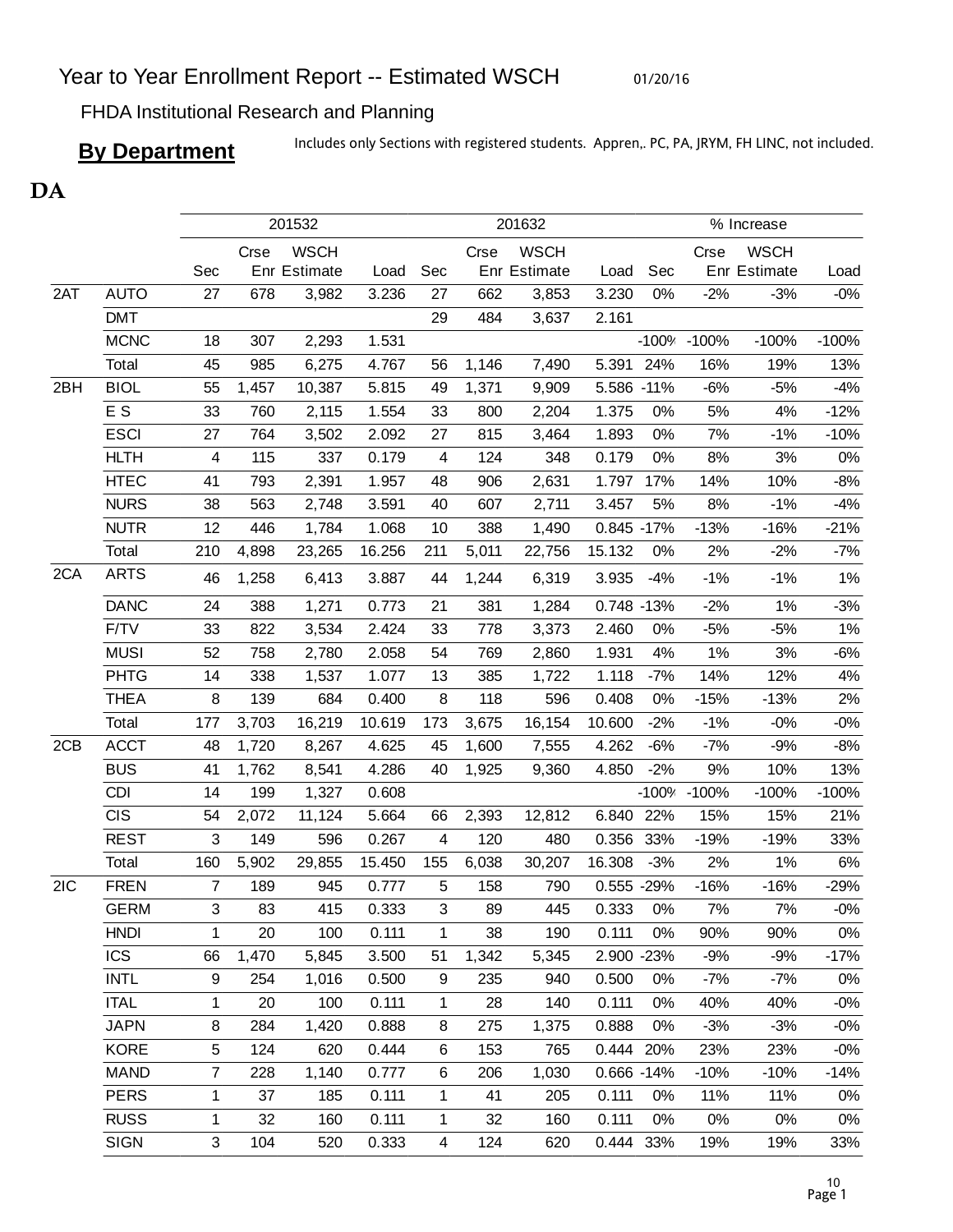# Year to Year Enrollment Report -- Estimated WSCH

01/20/16

FHDA Institutional Research and Planning

**By Department**

Includes only Sections with registered students. Appren,. PC, PA, JRYM, FH LINC, not included.

## DA

| | | 201532 | | | | 201632 | | | | % Increase | | | |
|---|---|---|---|---|---|---|---|---|---|---|---|---|---|
| | | Sec | Crse Enr | WSCH Estimate | Load | Sec | Crse Enr | WSCH Estimate | Load | Sec | Crse Enr | WSCH Estimate | Load |
| 2AT | AUTO | 27 | 678 | 3,982 | 3.236 | 27 | 662 | 3,853 | 3.230 | 0% | -2% | -3% | -0% |
| | DMT | | | | | 29 | 484 | 3,637 | 2.161 | | | | |
| | MCNC | 18 | 307 | 2,293 | 1.531 | | | | | -100% | -100% | -100% | -100% |
| | Total | 45 | 985 | 6,275 | 4.767 | 56 | 1,146 | 7,490 | 5.391 | 24% | 16% | 19% | 13% |
| 2BH | BIOL | 55 | 1,457 | 10,387 | 5.815 | 49 | 1,371 | 9,909 | 5.586 | -11% | -6% | -5% | -4% |
| | E S | 33 | 760 | 2,115 | 1.554 | 33 | 800 | 2,204 | 1.375 | 0% | 5% | 4% | -12% |
| | ESCI | 27 | 764 | 3,502 | 2.092 | 27 | 815 | 3,464 | 1.893 | 0% | 7% | -1% | -10% |
| | HLTH | 4 | 115 | 337 | 0.179 | 4 | 124 | 348 | 0.179 | 0% | 8% | 3% | 0% |
| | HTEC | 41 | 793 | 2,391 | 1.957 | 48 | 906 | 2,631 | 1.797 | 17% | 14% | 10% | -8% |
| | NURS | 38 | 563 | 2,748 | 3.591 | 40 | 607 | 2,711 | 3.457 | 5% | 8% | -1% | -4% |
| | NUTR | 12 | 446 | 1,784 | 1.068 | 10 | 388 | 1,490 | 0.845 | -17% | -13% | -16% | -21% |
| | Total | 210 | 4,898 | 23,265 | 16.256 | 211 | 5,011 | 22,756 | 15.132 | 0% | 2% | -2% | -7% |
| 2CA | ARTS | 46 | 1,258 | 6,413 | 3.887 | 44 | 1,244 | 6,319 | 3.935 | -4% | -1% | -1% | 1% |
| | DANC | 24 | 388 | 1,271 | 0.773 | 21 | 381 | 1,284 | 0.748 | -13% | -2% | 1% | -3% |
| | F/TV | 33 | 822 | 3,534 | 2.424 | 33 | 778 | 3,373 | 2.460 | 0% | -5% | -5% | 1% |
| | MUSI | 52 | 758 | 2,780 | 2.058 | 54 | 769 | 2,860 | 1.931 | 4% | 1% | 3% | -6% |
| | PHTG | 14 | 338 | 1,537 | 1.077 | 13 | 385 | 1,722 | 1.118 | -7% | 14% | 12% | 4% |
| | THEA | 8 | 139 | 684 | 0.400 | 8 | 118 | 596 | 0.408 | 0% | -15% | -13% | 2% |
| | Total | 177 | 3,703 | 16,219 | 10.619 | 173 | 3,675 | 16,154 | 10.600 | -2% | -1% | -0% | -0% |
| 2CB | ACCT | 48 | 1,720 | 8,267 | 4.625 | 45 | 1,600 | 7,555 | 4.262 | -6% | -7% | -9% | -8% |
| | BUS | 41 | 1,762 | 8,541 | 4.286 | 40 | 1,925 | 9,360 | 4.850 | -2% | 9% | 10% | 13% |
| | CDI | 14 | 199 | 1,327 | 0.608 | | | | | -100% | -100% | -100% | -100% |
| | CIS | 54 | 2,072 | 11,124 | 5.664 | 66 | 2,393 | 12,812 | 6.840 | 22% | 15% | 15% | 21% |
| | REST | 3 | 149 | 596 | 0.267 | 4 | 120 | 480 | 0.356 | 33% | -19% | -19% | 33% |
| | Total | 160 | 5,902 | 29,855 | 15.450 | 155 | 6,038 | 30,207 | 16.308 | -3% | 2% | 1% | 6% |
| 2IC | FREN | 7 | 189 | 945 | 0.777 | 5 | 158 | 790 | 0.555 | -29% | -16% | -16% | -29% |
| | GERM | 3 | 83 | 415 | 0.333 | 3 | 89 | 445 | 0.333 | 0% | 7% | 7% | -0% |
| | HNDI | 1 | 20 | 100 | 0.111 | 1 | 38 | 190 | 0.111 | 0% | 90% | 90% | 0% |
| | ICS | 66 | 1,470 | 5,845 | 3.500 | 51 | 1,342 | 5,345 | 2.900 | -23% | -9% | -9% | -17% |
| | INTL | 9 | 254 | 1,016 | 0.500 | 9 | 235 | 940 | 0.500 | 0% | -7% | -7% | 0% |
| | ITAL | 1 | 20 | 100 | 0.111 | 1 | 28 | 140 | 0.111 | 0% | 40% | 40% | -0% |
| | JAPN | 8 | 284 | 1,420 | 0.888 | 8 | 275 | 1,375 | 0.888 | 0% | -3% | -3% | -0% |
| | KORE | 5 | 124 | 620 | 0.444 | 6 | 153 | 765 | 0.444 | 20% | 23% | 23% | -0% |
| | MAND | 7 | 228 | 1,140 | 0.777 | 6 | 206 | 1,030 | 0.666 | -14% | -10% | -10% | -14% |
| | PERS | 1 | 37 | 185 | 0.111 | 1 | 41 | 205 | 0.111 | 0% | 11% | 11% | 0% |
| | RUSS | 1 | 32 | 160 | 0.111 | 1 | 32 | 160 | 0.111 | 0% | 0% | 0% | 0% |
| | SIGN | 3 | 104 | 520 | 0.333 | 4 | 124 | 620 | 0.444 | 33% | 19% | 19% | 33% |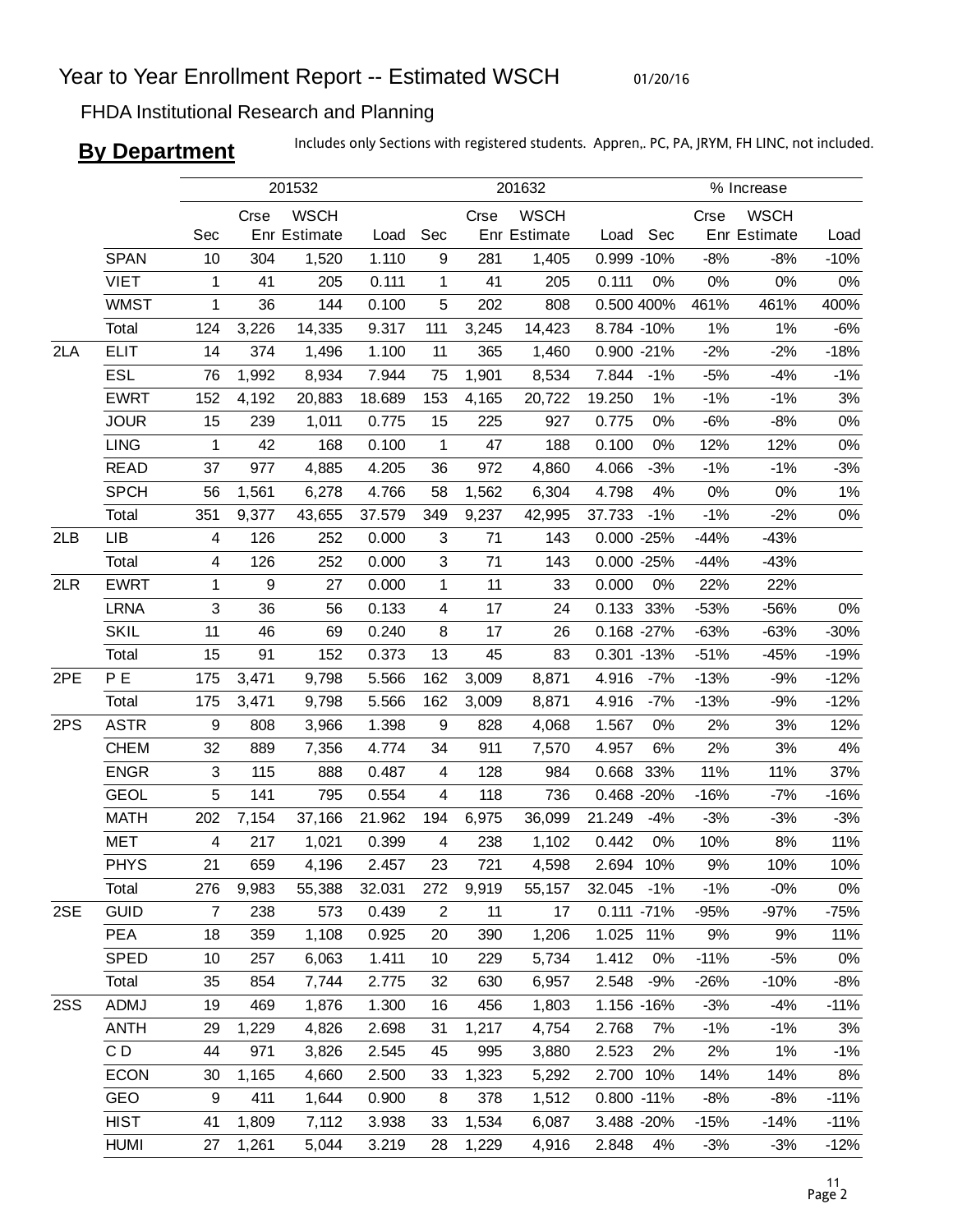# Year to Year Enrollment Report -- Estimated WSCH

01/20/16

FHDA Institutional Research and Planning

**By Department**

Includes only Sections with registered students. Appren,. PC, PA, JRYM, FH LINC, not included.

| | | 201532 | | | | 201632 | | | | % Increase | | | |
|---|---|---|---|---|---|---|---|---|---|---|---|---|---|
| | | Sec | Crse Enr | WSCH Estimate | Load | Sec | Crse Enr | WSCH Estimate | Load | Sec | Crse Enr | WSCH Estimate | Load |
| | SPAN | 10 | 304 | 1,520 | 1.110 | 9 | 281 | 1,405 | 0.999 | -10% | -8% | -8% | -10% |
| | VIET | 1 | 41 | 205 | 0.111 | 1 | 41 | 205 | 0.111 | 0% | 0% | 0% | 0% |
| | WMST | 1 | 36 | 144 | 0.100 | 5 | 202 | 808 | 0.500 | 400% | 461% | 461% | 400% |
| | Total | 124 | 3,226 | 14,335 | 9.317 | 111 | 3,245 | 14,423 | 8.784 | -10% | 1% | 1% | -6% |
| 2LA | ELIT | 14 | 374 | 1,496 | 1.100 | 11 | 365 | 1,460 | 0.900 | -21% | -2% | -2% | -18% |
| | ESL | 76 | 1,992 | 8,934 | 7.944 | 75 | 1,901 | 8,534 | 7.844 | -1% | -5% | -4% | -1% |
| | EWRT | 152 | 4,192 | 20,883 | 18.689 | 153 | 4,165 | 20,722 | 19.250 | 1% | -1% | -1% | 3% |
| | JOUR | 15 | 239 | 1,011 | 0.775 | 15 | 225 | 927 | 0.775 | 0% | -6% | -8% | 0% |
| | LING | 1 | 42 | 168 | 0.100 | 1 | 47 | 188 | 0.100 | 0% | 12% | 12% | 0% |
| | READ | 37 | 977 | 4,885 | 4.205 | 36 | 972 | 4,860 | 4.066 | -3% | -1% | -1% | -3% |
| | SPCH | 56 | 1,561 | 6,278 | 4.766 | 58 | 1,562 | 6,304 | 4.798 | 4% | 0% | 0% | 1% |
| | Total | 351 | 9,377 | 43,655 | 37.579 | 349 | 9,237 | 42,995 | 37.733 | -1% | -1% | -2% | 0% |
| 2LB | LIB | 4 | 126 | 252 | 0.000 | 3 | 71 | 143 | 0.000 | -25% | -44% | -43% | |
| | Total | 4 | 126 | 252 | 0.000 | 3 | 71 | 143 | 0.000 | -25% | -44% | -43% | |
| 2LR | EWRT | 1 | 9 | 27 | 0.000 | 1 | 11 | 33 | 0.000 | 0% | 22% | 22% | |
| | LRNA | 3 | 36 | 56 | 0.133 | 4 | 17 | 24 | 0.133 | 33% | -53% | -56% | 0% |
| | SKIL | 11 | 46 | 69 | 0.240 | 8 | 17 | 26 | 0.168 | -27% | -63% | -63% | -30% |
| | Total | 15 | 91 | 152 | 0.373 | 13 | 45 | 83 | 0.301 | -13% | -51% | -45% | -19% |
| 2PE | P E | 175 | 3,471 | 9,798 | 5.566 | 162 | 3,009 | 8,871 | 4.916 | -7% | -13% | -9% | -12% |
| | Total | 175 | 3,471 | 9,798 | 5.566 | 162 | 3,009 | 8,871 | 4.916 | -7% | -13% | -9% | -12% |
| 2PS | ASTR | 9 | 808 | 3,966 | 1.398 | 9 | 828 | 4,068 | 1.567 | 0% | 2% | 3% | 12% |
| | CHEM | 32 | 889 | 7,356 | 4.774 | 34 | 911 | 7,570 | 4.957 | 6% | 2% | 3% | 4% |
| | ENGR | 3 | 115 | 888 | 0.487 | 4 | 128 | 984 | 0.668 | 33% | 11% | 11% | 37% |
| | GEOL | 5 | 141 | 795 | 0.554 | 4 | 118 | 736 | 0.468 | -20% | -16% | -7% | -16% |
| | MATH | 202 | 7,154 | 37,166 | 21.962 | 194 | 6,975 | 36,099 | 21.249 | -4% | -3% | -3% | -3% |
| | MET | 4 | 217 | 1,021 | 0.399 | 4 | 238 | 1,102 | 0.442 | 0% | 10% | 8% | 11% |
| | PHYS | 21 | 659 | 4,196 | 2.457 | 23 | 721 | 4,598 | 2.694 | 10% | 9% | 10% | 10% |
| | Total | 276 | 9,983 | 55,388 | 32.031 | 272 | 9,919 | 55,157 | 32.045 | -1% | -1% | -0% | 0% |
| 2SE | GUID | 7 | 238 | 573 | 0.439 | 2 | 11 | 17 | 0.111 | -71% | -95% | -97% | -75% |
| | PEA | 18 | 359 | 1,108 | 0.925 | 20 | 390 | 1,206 | 1.025 | 11% | 9% | 9% | 11% |
| | SPED | 10 | 257 | 6,063 | 1.411 | 10 | 229 | 5,734 | 1.412 | 0% | -11% | -5% | 0% |
| | Total | 35 | 854 | 7,744 | 2.775 | 32 | 630 | 6,957 | 2.548 | -9% | -26% | -10% | -8% |
| 2SS | ADMJ | 19 | 469 | 1,876 | 1.300 | 16 | 456 | 1,803 | 1.156 | -16% | -3% | -4% | -11% |
| | ANTH | 29 | 1,229 | 4,826 | 2.698 | 31 | 1,217 | 4,754 | 2.768 | 7% | -1% | -1% | 3% |
| | C D | 44 | 971 | 3,826 | 2.545 | 45 | 995 | 3,880 | 2.523 | 2% | 2% | 1% | -1% |
| | ECON | 30 | 1,165 | 4,660 | 2.500 | 33 | 1,323 | 5,292 | 2.700 | 10% | 14% | 14% | 8% |
| | GEO | 9 | 411 | 1,644 | 0.900 | 8 | 378 | 1,512 | 0.800 | -11% | -8% | -8% | -11% |
| | HIST | 41 | 1,809 | 7,112 | 3.938 | 33 | 1,534 | 6,087 | 3.488 | -20% | -15% | -14% | -11% |
| | HUMI | 27 | 1,261 | 5,044 | 3.219 | 28 | 1,229 | 4,916 | 2.848 | 4% | -3% | -3% | -12% |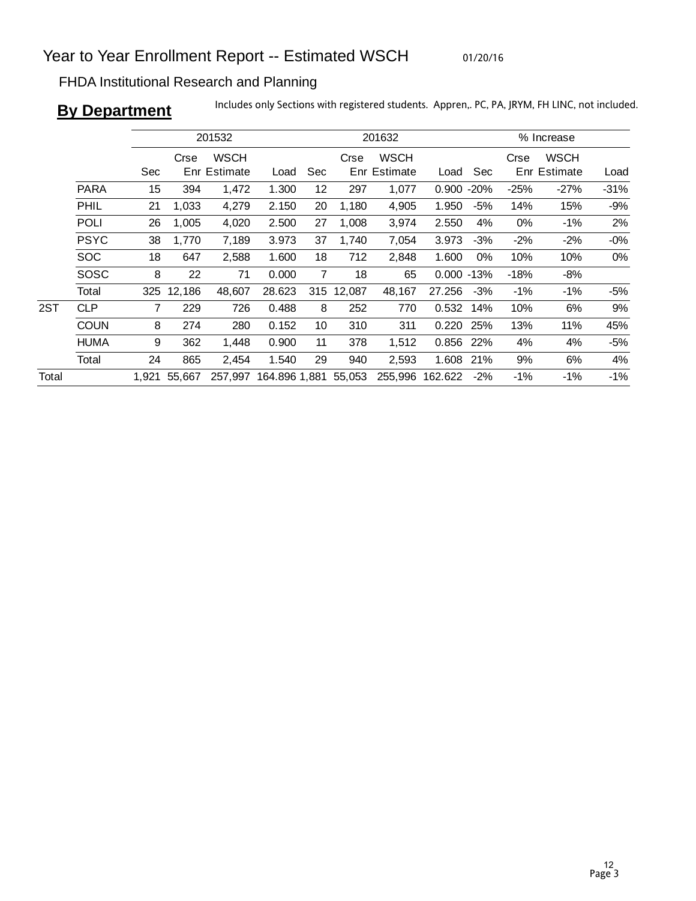# Year to Year Enrollment Report -- Estimated WSCH

01/20/16

FHDA Institutional Research and Planning

## **By Department**

Includes only Sections with registered students. Appren,. PC, PA, JRYM, FH LINC, not included.

| | | 201532 | | | | 201632 | | | | % Increase | | | |
|---|---|---|---|---|---|---|---|---|---|---|---|---|---|
| | | Sec | Crse Enr | WSCH Estimate | Load | Sec | Crse Enr | WSCH Estimate | Load | Sec | Crse Enr | WSCH Estimate | Load |
| | PARA | 15 | 394 | 1,472 | 1.300 | 12 | 297 | 1,077 | 0.900 | -20% | -25% | -27% | -31% |
| | PHIL | 21 | 1,033 | 4,279 | 2.150 | 20 | 1,180 | 4,905 | 1.950 | -5% | 14% | 15% | -9% |
| | POLI | 26 | 1,005 | 4,020 | 2.500 | 27 | 1,008 | 3,974 | 2.550 | 4% | 0% | -1% | 2% |
| | PSYC | 38 | 1,770 | 7,189 | 3.973 | 37 | 1,740 | 7,054 | 3.973 | -3% | -2% | -2% | -0% |
| | SOC | 18 | 647 | 2,588 | 1.600 | 18 | 712 | 2,848 | 1.600 | 0% | 10% | 10% | 0% |
| | SOSC | 8 | 22 | 71 | 0.000 | 7 | 18 | 65 | 0.000 | -13% | -18% | -8% | |
| | Total | 325 | 12,186 | 48,607 | 28.623 | 315 | 12,087 | 48,167 | 27.256 | -3% | -1% | -1% | -5% |
| 2ST | CLP | 7 | 229 | 726 | 0.488 | 8 | 252 | 770 | 0.532 | 14% | 10% | 6% | 9% |
| | COUN | 8 | 274 | 280 | 0.152 | 10 | 310 | 311 | 0.220 | 25% | 13% | 11% | 45% |
| | HUMA | 9 | 362 | 1,448 | 0.900 | 11 | 378 | 1,512 | 0.856 | 22% | 4% | 4% | -5% |
| | Total | 24 | 865 | 2,454 | 1.540 | 29 | 940 | 2,593 | 1.608 | 21% | 9% | 6% | 4% |
| Total | | 1,921 | 55,667 | 257,997 | 164.896 | 1,881 | 55,053 | 255,996 | 162.622 | -2% | -1% | -1% | -1% |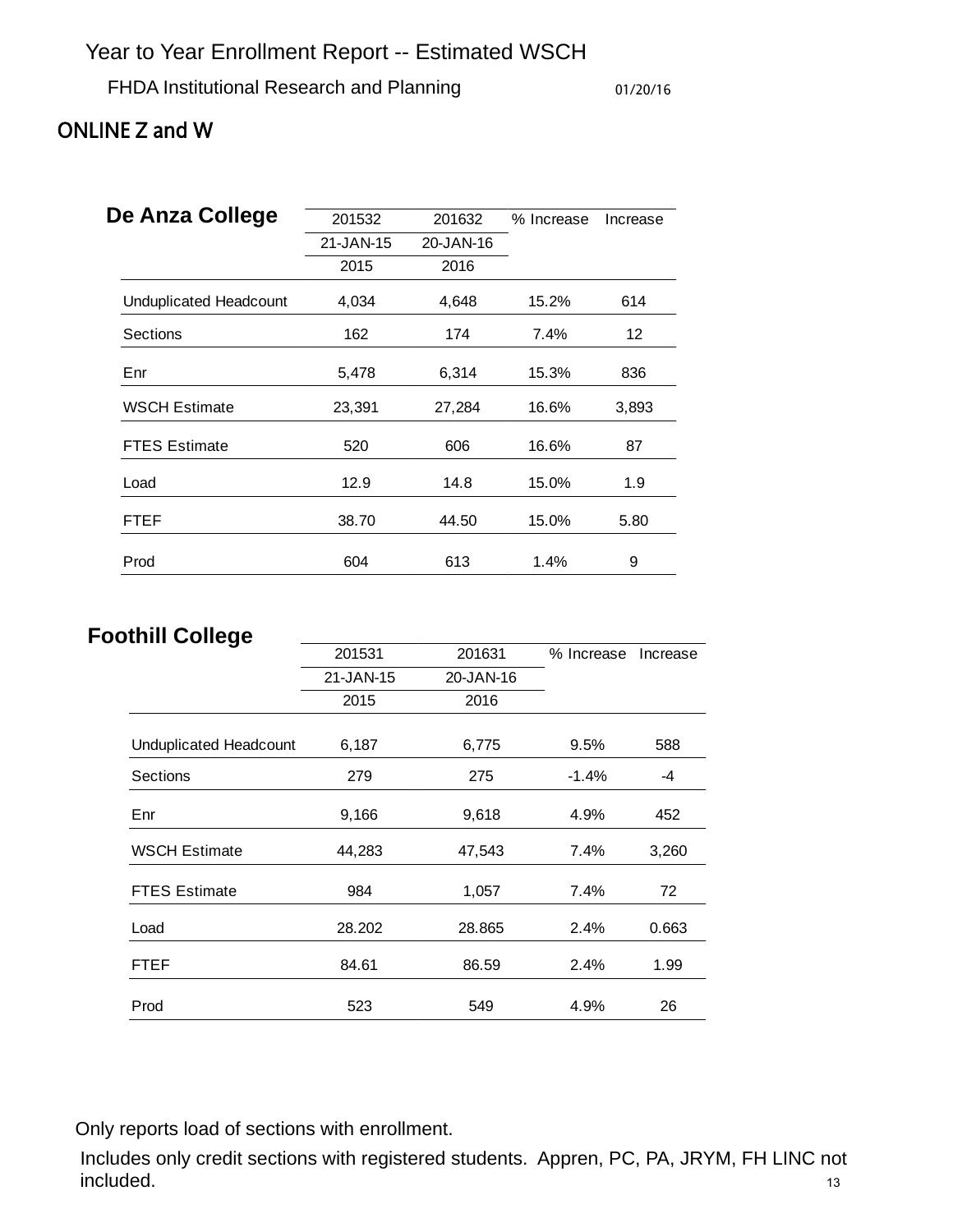# Year to Year Enrollment Report -- Estimated WSCH

FHDA Institutional Research and Planning 01/20/16

## ONLINE Z and W

### De Anza College

| | 201532 | 201632 | % Increase | Increase |
|---|---|---|---|---|
| | 21-JAN-15 | 20-JAN-16 | | |
| | 2015 | 2016 | | |
| Unduplicated Headcount | 4,034 | 4,648 | 15.2% | 614 |
| Sections | 162 | 174 | 7.4% | 12 |
| Enr | 5,478 | 6,314 | 15.3% | 836 |
| WSCH Estimate | 23,391 | 27,284 | 16.6% | 3,893 |
| FTES Estimate | 520 | 606 | 16.6% | 87 |
| Load | 12.9 | 14.8 | 15.0% | 1.9 |
| FTEF | 38.70 | 44.50 | 15.0% | 5.80 |
| Prod | 604 | 613 | 1.4% | 9 |

### Foothill College

| | 201531 | 201631 | % Increase | Increase |
|---|---|---|---|---|
| | 21-JAN-15 | 20-JAN-16 | | |
| | 2015 | 2016 | | |
| Unduplicated Headcount | 6,187 | 6,775 | 9.5% | 588 |
| Sections | 279 | 275 | -1.4% | -4 |
| Enr | 9,166 | 9,618 | 4.9% | 452 |
| WSCH Estimate | 44,283 | 47,543 | 7.4% | 3,260 |
| FTES Estimate | 984 | 1,057 | 7.4% | 72 |
| Load | 28.202 | 28.865 | 2.4% | 0.663 |
| FTEF | 84.61 | 86.59 | 2.4% | 1.99 |
| Prod | 523 | 549 | 4.9% | 26 |

Only reports load of sections with enrollment.

Includes only credit sections with registered students. Appren, PC, PA, JRYM, FH LINC not included.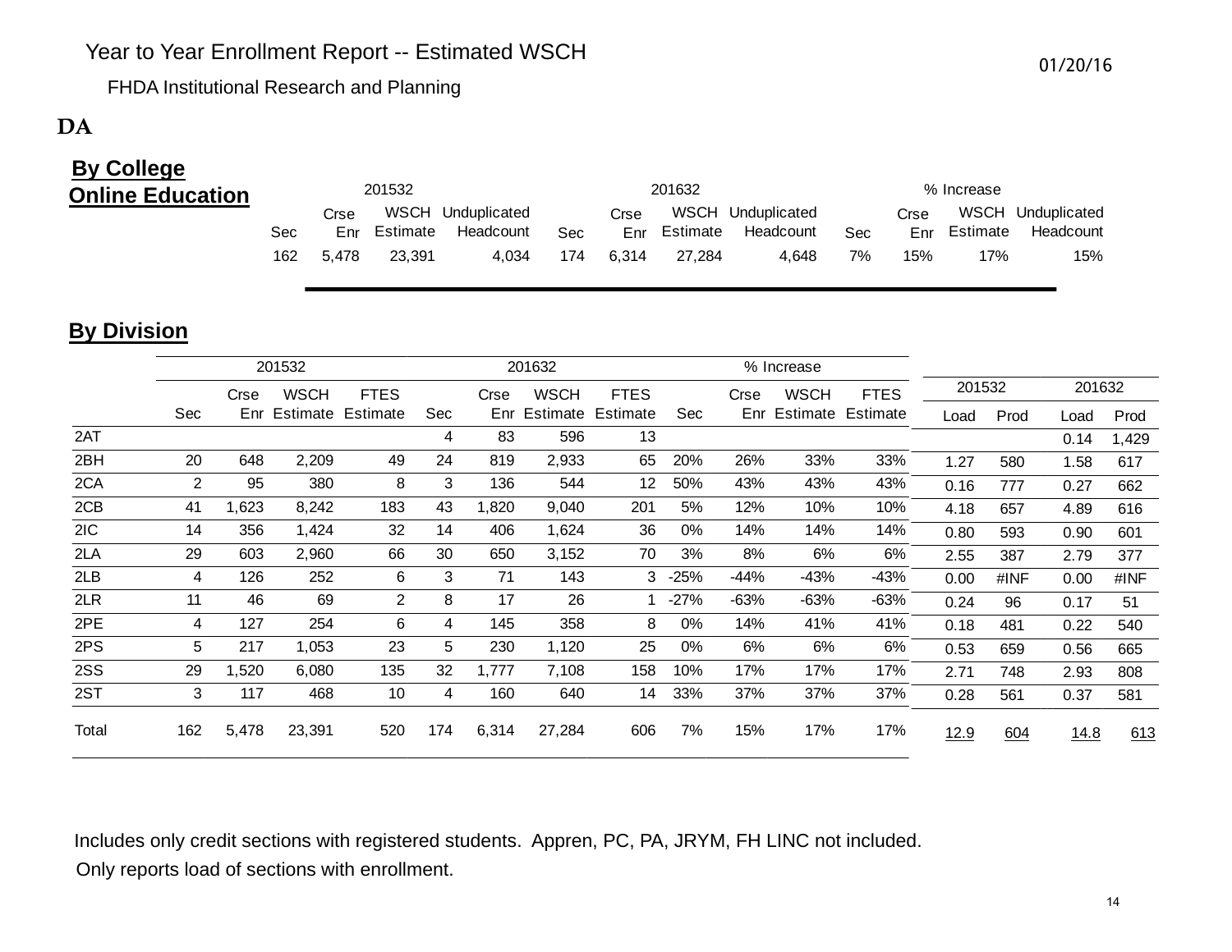# Year to Year Enrollment Report -- Estimated WSCH

FHDA Institutional Research and Planning

01/20/16

**DA**

## By College

### Online Education

| | 201532 | | | | 201632 | | | | % Increase | | | |
|---|---|---|---|---|---|---|---|---|---|---|---|---|
| | Sec | Crse Enr | WSCH Estimate | Unduplicated Headcount | Sec | Crse Enr | WSCH Estimate | Unduplicated Headcount | Sec | Crse Enr | WSCH Estimate | Unduplicated Headcount |
| Online Education | 162 | 5,478 | 23,391 | 4,034 | 174 | 6,314 | 27,284 | 4,648 | 7% | 15% | 17% | 15% |

## By Division

| | 201532 | | | | 201632 | | | | % Increase | | | | 201532 | | 201632 | |
|---|---|---|---|---|---|---|---|---|---|---|---|---|---|---|---|---|
| | Sec | Crse Enr | WSCH Estimate | FTES Estimate | Sec | Crse Enr | WSCH Estimate | FTES Estimate | Sec | Crse Enr | WSCH Estimate | FTES Estimate | Load | Prod | Load | Prod |
| 2AT | | | | | 4 | 83 | 596 | 13 | | | | | | | 0.14 | 1,429 |
| 2BH | 20 | 648 | 2,209 | 49 | 24 | 819 | 2,933 | 65 | 20% | 26% | 33% | 33% | 1.27 | 580 | 1.58 | 617 |
| 2CA | 2 | 95 | 380 | 8 | 3 | 136 | 544 | 12 | 50% | 43% | 43% | 43% | 0.16 | 777 | 0.27 | 662 |
| 2CB | 41 | 1,623 | 8,242 | 183 | 43 | 1,820 | 9,040 | 201 | 5% | 12% | 10% | 10% | 4.18 | 657 | 4.89 | 616 |
| 2IC | 14 | 356 | 1,424 | 32 | 14 | 406 | 1,624 | 36 | 0% | 14% | 14% | 14% | 0.80 | 593 | 0.90 | 601 |
| 2LA | 29 | 603 | 2,960 | 66 | 30 | 650 | 3,152 | 70 | 3% | 8% | 6% | 6% | 2.55 | 387 | 2.79 | 377 |
| 2LB | 4 | 126 | 252 | 6 | 3 | 71 | 143 | 3 | -25% | -44% | -43% | -43% | 0.00 | #INF | 0.00 | #INF |
| 2LR | 11 | 46 | 69 | 2 | 8 | 17 | 26 | 1 | -27% | -63% | -63% | -63% | 0.24 | 96 | 0.17 | 51 |
| 2PE | 4 | 127 | 254 | 6 | 4 | 145 | 358 | 8 | 0% | 14% | 41% | 41% | 0.18 | 481 | 0.22 | 540 |
| 2PS | 5 | 217 | 1,053 | 23 | 5 | 230 | 1,120 | 25 | 0% | 6% | 6% | 6% | 0.53 | 659 | 0.56 | 665 |
| 2SS | 29 | 1,520 | 6,080 | 135 | 32 | 1,777 | 7,108 | 158 | 10% | 17% | 17% | 17% | 2.71 | 748 | 2.93 | 808 |
| 2ST | 3 | 117 | 468 | 10 | 4 | 160 | 640 | 14 | 33% | 37% | 37% | 37% | 0.28 | 561 | 0.37 | 581 |
| Total | 162 | 5,478 | 23,391 | 520 | 174 | 6,314 | 27,284 | 606 | 7% | 15% | 17% | 17% | 12.9 | 604 | 14.8 | 613 |

Includes only credit sections with registered students. Appren, PC, PA, JRYM, FH LINC not included.

Only reports load of sections with enrollment.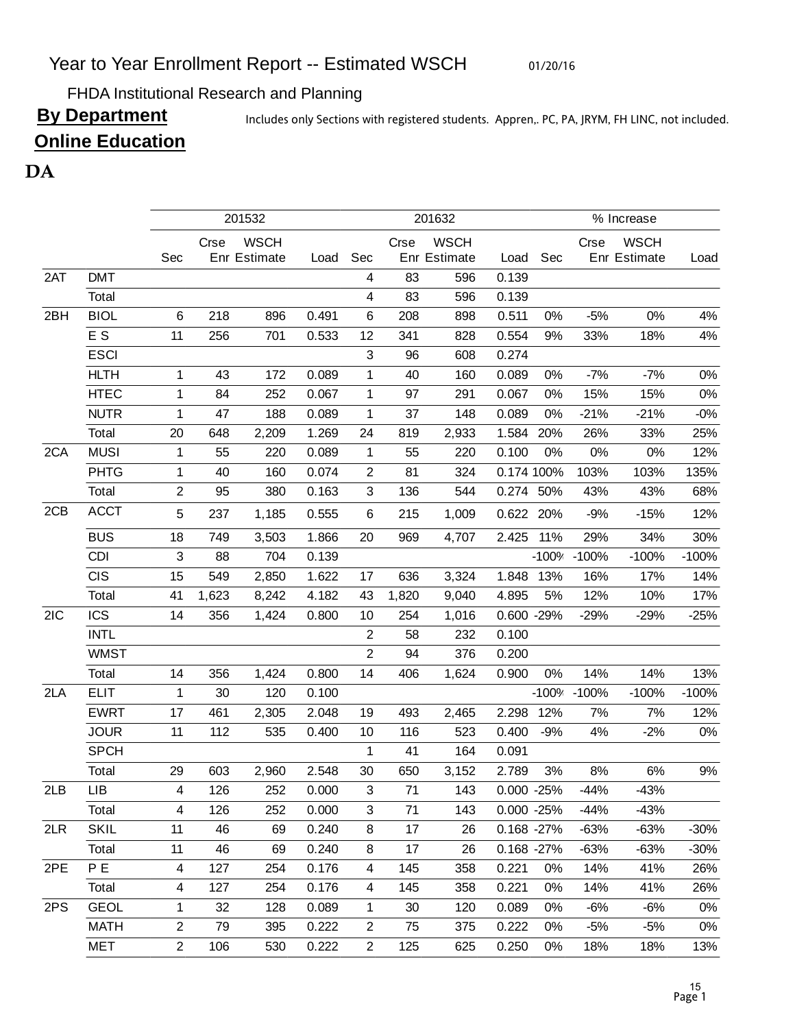# Year to Year Enrollment Report -- Estimated WSCH

01/20/16

FHDA Institutional Research and Planning

**By Department**

Includes only Sections with registered students. Appren,. PC, PA, JRYM, FH LINC, not included.

**Online Education**

**DA**

| | | 201532 | | | | 201632 | | | | % Increase | | | |
|---|---|---|---|---|---|---|---|---|---|---|---|---|---|
| | | Sec | Crse Enr | WSCH Estimate | Load | Sec | Crse Enr | WSCH Estimate | Load | Sec | Crse Enr | WSCH Estimate | Load |
| 2AT | DMT | | | | | 4 | 83 | 596 | 0.139 | | | | |
| | Total | | | | | 4 | 83 | 596 | 0.139 | | | | |
| 2BH | BIOL | 6 | 218 | 896 | 0.491 | 6 | 208 | 898 | 0.511 | 0% | -5% | 0% | 4% |
| | E S | 11 | 256 | 701 | 0.533 | 12 | 341 | 828 | 0.554 | 9% | 33% | 18% | 4% |
| | ESCI | | | | | 3 | 96 | 608 | 0.274 | | | | |
| | HLTH | 1 | 43 | 172 | 0.089 | 1 | 40 | 160 | 0.089 | 0% | -7% | -7% | 0% |
| | HTEC | 1 | 84 | 252 | 0.067 | 1 | 97 | 291 | 0.067 | 0% | 15% | 15% | 0% |
| | NUTR | 1 | 47 | 188 | 0.089 | 1 | 37 | 148 | 0.089 | 0% | -21% | -21% | -0% |
| | Total | 20 | 648 | 2,209 | 1.269 | 24 | 819 | 2,933 | 1.584 | 20% | 26% | 33% | 25% |
| 2CA | MUSI | 1 | 55 | 220 | 0.089 | 1 | 55 | 220 | 0.100 | 0% | 0% | 0% | 12% |
| | PHTG | 1 | 40 | 160 | 0.074 | 2 | 81 | 324 | 0.174 | 100% | 103% | 103% | 135% |
| | Total | 2 | 95 | 380 | 0.163 | 3 | 136 | 544 | 0.274 | 50% | 43% | 43% | 68% |
| 2CB | ACCT | 5 | 237 | 1,185 | 0.555 | 6 | 215 | 1,009 | 0.622 | 20% | -9% | -15% | 12% |
| | BUS | 18 | 749 | 3,503 | 1.866 | 20 | 969 | 4,707 | 2.425 | 11% | 29% | 34% | 30% |
| | CDI | 3 | 88 | 704 | 0.139 | | | | | -100% | -100% | -100% | -100% |
| | CIS | 15 | 549 | 2,850 | 1.622 | 17 | 636 | 3,324 | 1.848 | 13% | 16% | 17% | 14% |
| | Total | 41 | 1,623 | 8,242 | 4.182 | 43 | 1,820 | 9,040 | 4.895 | 5% | 12% | 10% | 17% |
| 2IC | ICS | 14 | 356 | 1,424 | 0.800 | 10 | 254 | 1,016 | 0.600 | -29% | -29% | -29% | -25% |
| | INTL | | | | | 2 | 58 | 232 | 0.100 | | | | |
| | WMST | | | | | 2 | 94 | 376 | 0.200 | | | | |
| | Total | 14 | 356 | 1,424 | 0.800 | 14 | 406 | 1,624 | 0.900 | 0% | 14% | 14% | 13% |
| 2LA | ELIT | 1 | 30 | 120 | 0.100 | | | | | -100% | -100% | -100% | -100% |
| | EWRT | 17 | 461 | 2,305 | 2.048 | 19 | 493 | 2,465 | 2.298 | 12% | 7% | 7% | 12% |
| | JOUR | 11 | 112 | 535 | 0.400 | 10 | 116 | 523 | 0.400 | -9% | 4% | -2% | 0% |
| | SPCH | | | | | 1 | 41 | 164 | 0.091 | | | | |
| | Total | 29 | 603 | 2,960 | 2.548 | 30 | 650 | 3,152 | 2.789 | 3% | 8% | 6% | 9% |
| 2LB | LIB | 4 | 126 | 252 | 0.000 | 3 | 71 | 143 | 0.000 | -25% | -44% | -43% | |
| | Total | 4 | 126 | 252 | 0.000 | 3 | 71 | 143 | 0.000 | -25% | -44% | -43% | |
| 2LR | SKIL | 11 | 46 | 69 | 0.240 | 8 | 17 | 26 | 0.168 | -27% | -63% | -63% | -30% |
| | Total | 11 | 46 | 69 | 0.240 | 8 | 17 | 26 | 0.168 | -27% | -63% | -63% | -30% |
| 2PE | P E | 4 | 127 | 254 | 0.176 | 4 | 145 | 358 | 0.221 | 0% | 14% | 41% | 26% |
| | Total | 4 | 127 | 254 | 0.176 | 4 | 145 | 358 | 0.221 | 0% | 14% | 41% | 26% |
| 2PS | GEOL | 1 | 32 | 128 | 0.089 | 1 | 30 | 120 | 0.089 | 0% | -6% | -6% | 0% |
| | MATH | 2 | 79 | 395 | 0.222 | 2 | 75 | 375 | 0.222 | 0% | -5% | -5% | 0% |
| | MET | 2 | 106 | 530 | 0.222 | 2 | 125 | 625 | 0.250 | 0% | 18% | 18% | 13% |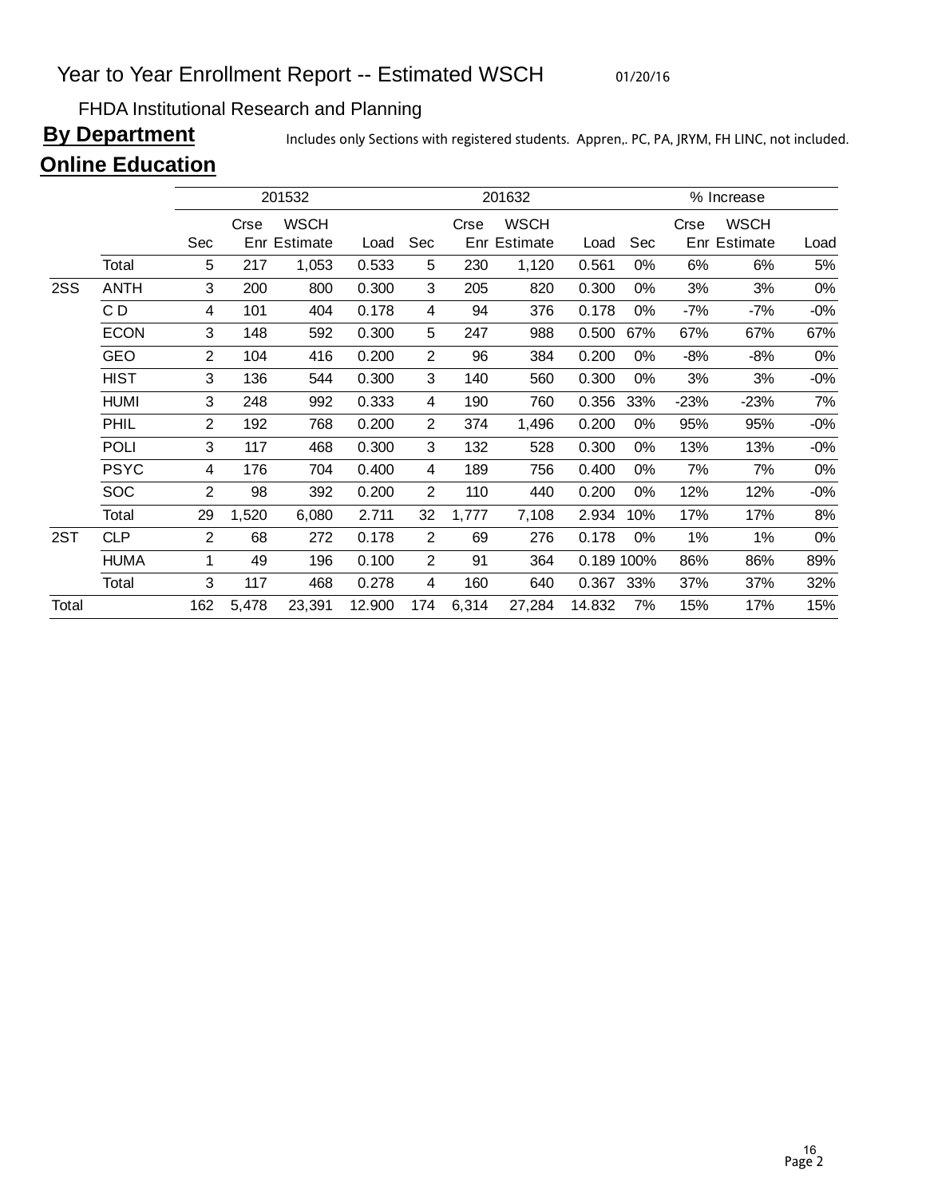# Year to Year Enrollment Report -- Estimated WSCH

01/20/16

FHDA Institutional Research and Planning

**By Department**

Includes only Sections with registered students. Appren,. PC, PA, JRYM, FH LINC, not included.

**Online Education**

| | | 201532 | | | | 201632 | | | | % Increase | | | |
|---|---|---|---|---|---|---|---|---|---|---|---|---|---|
| | | Sec | Crse Enr | WSCH Estimate | Load | Sec | Crse Enr | WSCH Estimate | Load | Sec | Crse Enr | WSCH Estimate | Load |
| | Total | 5 | 217 | 1,053 | 0.533 | 5 | 230 | 1,120 | 0.561 | 0% | 6% | 6% | 5% |
| 2SS | ANTH | 3 | 200 | 800 | 0.300 | 3 | 205 | 820 | 0.300 | 0% | 3% | 3% | 0% |
| | C D | 4 | 101 | 404 | 0.178 | 4 | 94 | 376 | 0.178 | 0% | -7% | -7% | -0% |
| | ECON | 3 | 148 | 592 | 0.300 | 5 | 247 | 988 | 0.500 | 67% | 67% | 67% | 67% |
| | GEO | 2 | 104 | 416 | 0.200 | 2 | 96 | 384 | 0.200 | 0% | -8% | -8% | 0% |
| | HIST | 3 | 136 | 544 | 0.300 | 3 | 140 | 560 | 0.300 | 0% | 3% | 3% | -0% |
| | HUMI | 3 | 248 | 992 | 0.333 | 4 | 190 | 760 | 0.356 | 33% | -23% | -23% | 7% |
| | PHIL | 2 | 192 | 768 | 0.200 | 2 | 374 | 1,496 | 0.200 | 0% | 95% | 95% | -0% |
| | POLI | 3 | 117 | 468 | 0.300 | 3 | 132 | 528 | 0.300 | 0% | 13% | 13% | -0% |
| | PSYC | 4 | 176 | 704 | 0.400 | 4 | 189 | 756 | 0.400 | 0% | 7% | 7% | 0% |
| | SOC | 2 | 98 | 392 | 0.200 | 2 | 110 | 440 | 0.200 | 0% | 12% | 12% | -0% |
| | Total | 29 | 1,520 | 6,080 | 2.711 | 32 | 1,777 | 7,108 | 2.934 | 10% | 17% | 17% | 8% |
| 2ST | CLP | 2 | 68 | 272 | 0.178 | 2 | 69 | 276 | 0.178 | 0% | 1% | 1% | 0% |
| | HUMA | 1 | 49 | 196 | 0.100 | 2 | 91 | 364 | 0.189 | 100% | 86% | 86% | 89% |
| | Total | 3 | 117 | 468 | 0.278 | 4 | 160 | 640 | 0.367 | 33% | 37% | 37% | 32% |
| Total | | 162 | 5,478 | 23,391 | 12.900 | 174 | 6,314 | 27,284 | 14.832 | 7% | 15% | 17% | 15% |

Page 2